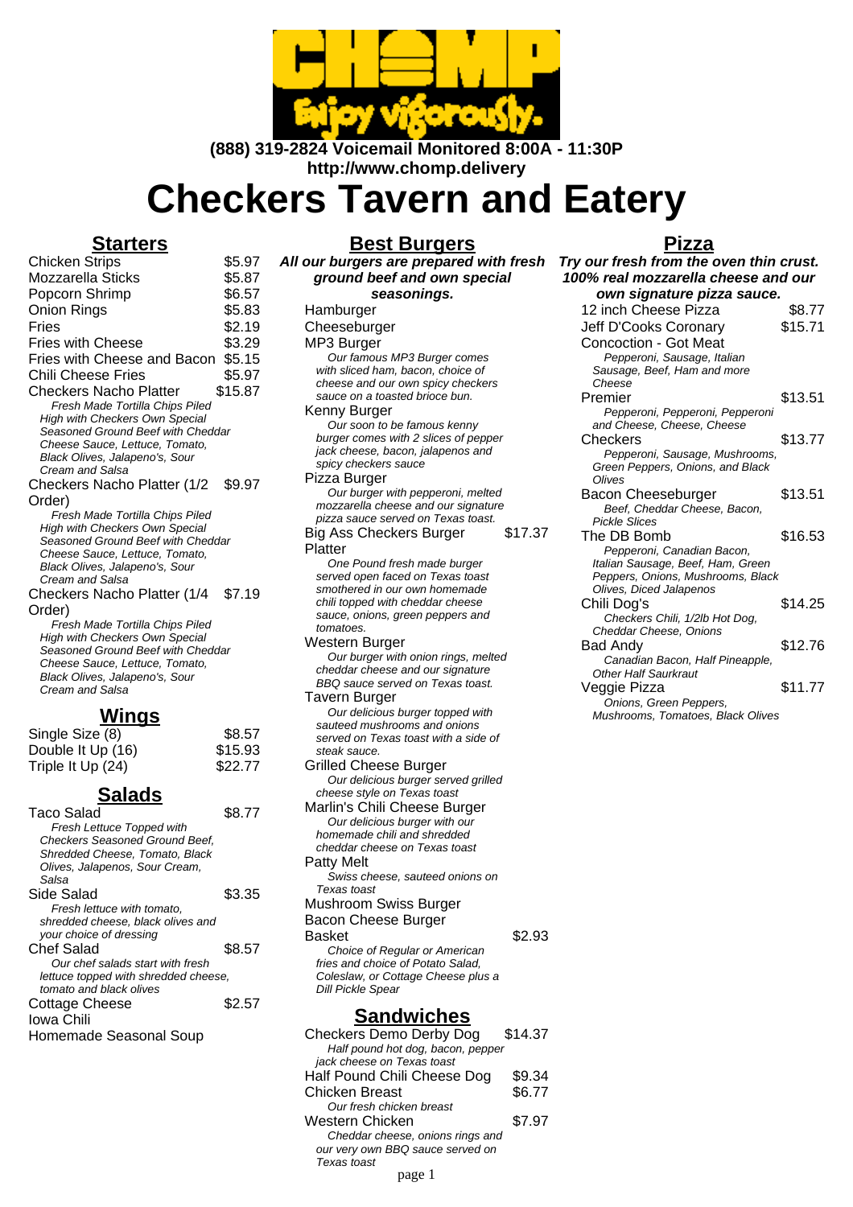(888) 319-2824 Voicemail Monitored 8:00A - 11:30P

http://www.chomp.delivery

# Checkers Tavern and Eatery

## Starters

| Item | Price |
|---|---|
| Chicken Strips | $5.97 |
| Mozzarella Sticks | $5.87 |
| Popcorn Shrimp | $6.57 |
| Onion Rings | $5.83 |
| Fries | $2.19 |
| Fries with Cheese | $3.29 |
| Fries with Cheese and Bacon | $5.15 |
| Chili Cheese Fries | $5.97 |
| Checkers Nacho Platter | $15.87 |

*Fresh Made Tortilla Chips Piled High with Checkers Own Special Seasoned Ground Beef with Cheddar Cheese Sauce, Lettuce, Tomato, Black Olives, Jalapeno's, Sour Cream and Salsa*

Checkers Nacho Platter (1/2 Order) — $9.97

*Fresh Made Tortilla Chips Piled High with Checkers Own Special Seasoned Ground Beef with Cheddar Cheese Sauce, Lettuce, Tomato, Black Olives, Jalapeno's, Sour Cream and Salsa*

Checkers Nacho Platter (1/4 Order) — $7.19

*Fresh Made Tortilla Chips Piled High with Checkers Own Special Seasoned Ground Beef with Cheddar Cheese Sauce, Lettuce, Tomato, Black Olives, Jalapeno's, Sour Cream and Salsa*

## Wings

| Item | Price |
|---|---|
| Single Size (8) | $8.57 |
| Double It Up (16) | $15.93 |
| Triple It Up (24) | $22.77 |

## Salads

Taco Salad — $8.77

*Fresh Lettuce Topped with Checkers Seasoned Ground Beef, Shredded Cheese, Tomato, Black Olives, Jalapenos, Sour Cream, Salsa*

Side Salad — $3.35

*Fresh lettuce with tomato, shredded cheese, black olives and your choice of dressing*

Chef Salad — $8.57

*Our chef salads start with fresh lettuce topped with shredded cheese, tomato and black olives*

Cottage Cheese — $2.57

Iowa Chili

Homemade Seasonal Soup

## Best Burgers

***All our burgers are prepared with fresh ground beef and own special seasonings.***

Hamburger

Cheeseburger

MP3 Burger

*Our famous MP3 Burger comes with sliced ham, bacon, choice of cheese and our own spicy checkers sauce on a toasted brioche bun.*

Kenny Burger

*Our soon to be famous kenny burger comes with 2 slices of pepper jack cheese, bacon, jalapenos and spicy checkers sauce*

Pizza Burger

*Our burger with pepperoni, melted mozzarella cheese and our signature pizza sauce served on Texas toast.*

Big Ass Checkers Burger Platter — $17.37

*One Pound fresh made burger served open faced on Texas toast smothered in our own homemade chili topped with cheddar cheese sauce, onions, green peppers and tomatoes.*

Western Burger

*Our burger with onion rings, melted cheddar cheese and our signature BBQ sauce served on Texas toast.*

Tavern Burger

*Our delicious burger topped with sauteed mushrooms and onions served on Texas toast with a side of steak sauce.*

Grilled Cheese Burger

*Our delicious burger served grilled cheese style on Texas toast*

Marlin's Chili Cheese Burger

*Our delicious burger with our homemade chili and shredded cheddar cheese on Texas toast*

Patty Melt

*Swiss cheese, sauteed onions on Texas toast*

Mushroom Swiss Burger

Bacon Cheese Burger

Basket — $2.93

*Choice of Regular or American fries and choice of Potato Salad, Coleslaw, or Cottage Cheese plus a Dill Pickle Spear*

## Sandwiches

Checkers Demo Derby Dog — $14.37

*Half pound hot dog, bacon, pepper jack cheese on Texas toast*

Half Pound Chili Cheese Dog — $9.34

Chicken Breast — $6.77

*Our fresh chicken breast*

Western Chicken — $7.97

*Cheddar cheese, onions rings and our very own BBQ sauce served on Texas toast*

## Pizza

***Try our fresh from the oven thin crust. 100% real mozzarella cheese and our own signature pizza sauce.***

12 inch Cheese Pizza — $8.77

Jeff D'Cooks Coronary — $15.71

Concoction - Got Meat

*Pepperoni, Sausage, Italian Sausage, Beef, Ham and more Cheese*

Premier — $13.51

*Pepperoni, Pepperoni, Pepperoni and Cheese, Cheese, Cheese*

Checkers — $13.77

*Pepperoni, Sausage, Mushrooms, Green Peppers, Onions, and Black Olives*

Bacon Cheeseburger — $13.51

*Beef, Cheddar Cheese, Bacon, Pickle Slices*

The DB Bomb — $16.53

*Pepperoni, Canadian Bacon, Italian Sausage, Beef, Ham, Green Peppers, Onions, Mushrooms, Black Olives, Diced Jalapenos*

Chili Dog's — $14.25

*Checkers Chili, 1/2lb Hot Dog, Cheddar Cheese, Onions*

Bad Andy — $12.76

*Canadian Bacon, Half Pineapple, Other Half Saurkraut*

Veggie Pizza — $11.77

*Onions, Green Peppers, Mushrooms, Tomatoes, Black Olives*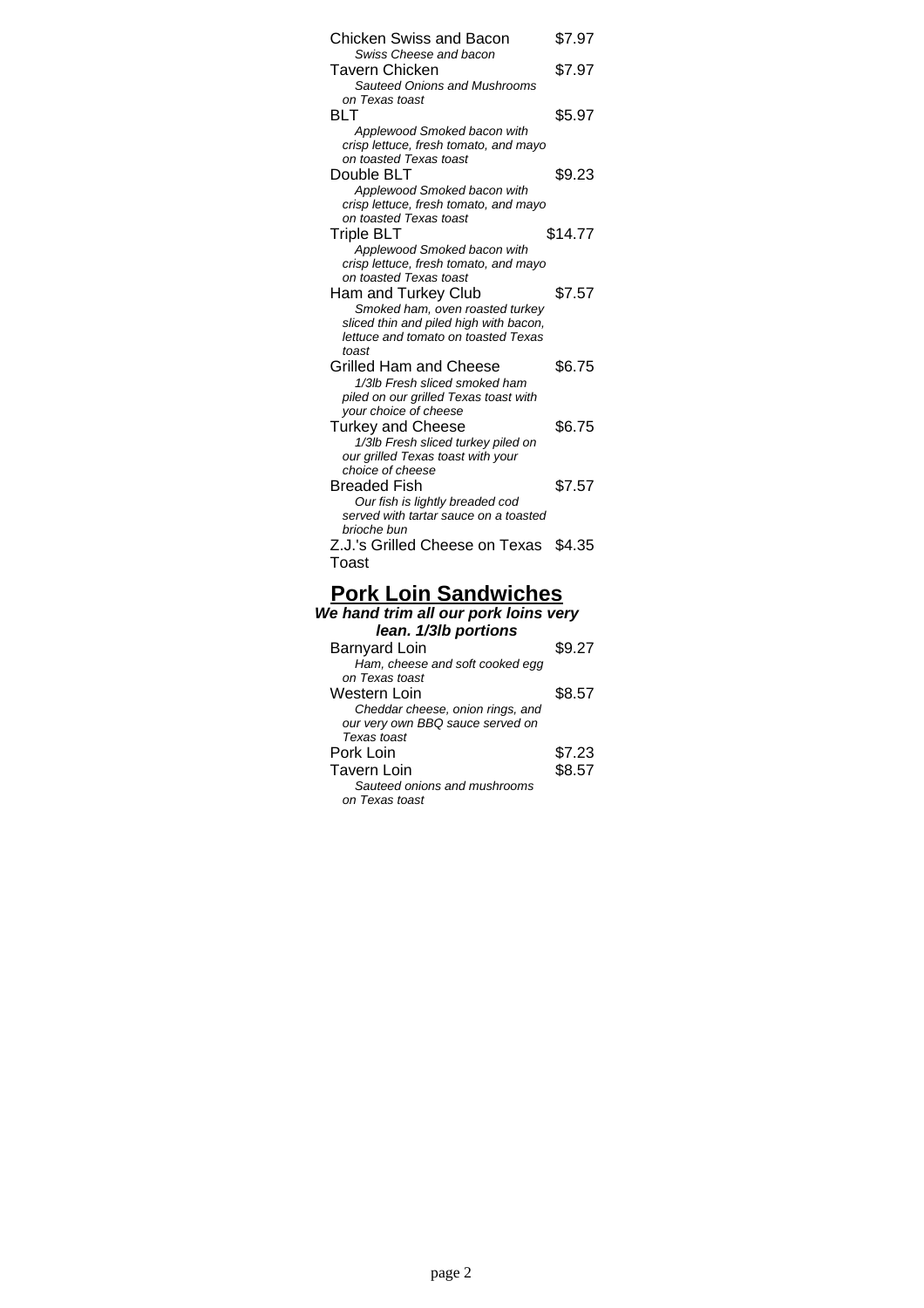Chicken Swiss and Bacon $7.97
*Swiss Cheese and bacon*

Tavern Chicken $7.97
*Sauteed Onions and Mushrooms on Texas toast*

BLT $5.97
*Applewood Smoked bacon with crisp lettuce, fresh tomato, and mayo on toasted Texas toast*

Double BLT $9.23
*Applewood Smoked bacon with crisp lettuce, fresh tomato, and mayo on toasted Texas toast*

Triple BLT $14.77
*Applewood Smoked bacon with crisp lettuce, fresh tomato, and mayo on toasted Texas toast*

Ham and Turkey Club $7.57
*Smoked ham, oven roasted turkey sliced thin and piled high with bacon, lettuce and tomato on toasted Texas toast*

Grilled Ham and Cheese $6.75
*1/3lb Fresh sliced smoked ham piled on our grilled Texas toast with your choice of cheese*

Turkey and Cheese $6.75
*1/3lb Fresh sliced turkey piled on our grilled Texas toast with your choice of cheese*

Breaded Fish $7.57
*Our fish is lightly breaded cod served with tartar sauce on a toasted brioche bun*

Z.J.'s Grilled Cheese on Texas Toast $4.35

## Pork Loin Sandwiches

***We hand trim all our pork loins very lean. 1/3lb portions***

Barnyard Loin $9.27
*Ham, cheese and soft cooked egg on Texas toast*

Western Loin $8.57
*Cheddar cheese, onion rings, and our very own BBQ sauce served on Texas toast*

Pork Loin $7.23

Tavern Loin $8.57
*Sauteed onions and mushrooms on Texas toast*